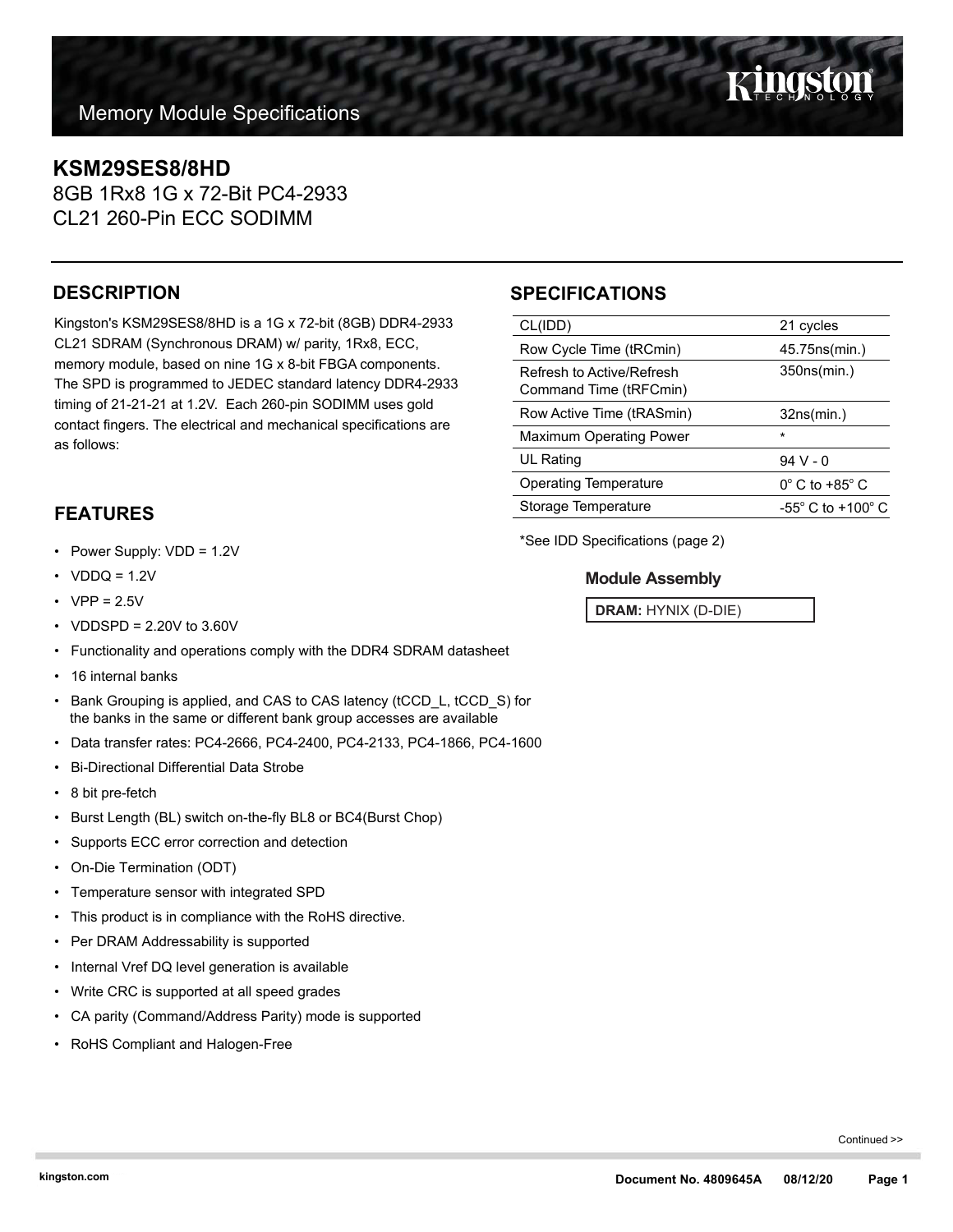# Memory Module Specifications

## KSM29SES8/8HD

8GB 1Rx8 1G x 72-Bit PC4-2933
CL21 260-Pin ECC SODIMM

## DESCRIPTION

Kingston's KSM29SES8/8HD is a 1G x 72-bit (8GB) DDR4-2933 CL21 SDRAM (Synchronous DRAM) w/ parity, 1Rx8, ECC, memory module, based on nine 1G x 8-bit FBGA components. The SPD is programmed to JEDEC standard latency DDR4-2933 timing of 21-21-21 at 1.2V. Each 260-pin SODIMM uses gold contact fingers. The electrical and mechanical specifications are as follows:

## SPECIFICATIONS

| | |
|---|---|
| CL(IDD) | 21 cycles |
| Row Cycle Time (tRCmin) | 45.75ns(min.) |
| Refresh to Active/Refresh Command Time (tRFCmin) | 350ns(min.) |
| Row Active Time (tRASmin) | 32ns(min.) |
| Maximum Operating Power | * |
| UL Rating | 94 V - 0 |
| Operating Temperature | 0° C to +85° C |
| Storage Temperature | -55° C to +100° C |

*See IDD Specifications (page 2)

### Module Assembly

**DRAM:** HYNIX (D-DIE)

## FEATURES

- Power Supply: VDD = 1.2V
- VDDQ = 1.2V
- VPP = 2.5V
- VDDSPD = 2.20V to 3.60V
- Functionality and operations comply with the DDR4 SDRAM datasheet
- 16 internal banks
- Bank Grouping is applied, and CAS to CAS latency (tCCD_L, tCCD_S) for the banks in the same or different bank group accesses are available
- Data transfer rates: PC4-2666, PC4-2400, PC4-2133, PC4-1866, PC4-1600
- Bi-Directional Differential Data Strobe
- 8 bit pre-fetch
- Burst Length (BL) switch on-the-fly BL8 or BC4(Burst Chop)
- Supports ECC error correction and detection
- On-Die Termination (ODT)
- Temperature sensor with integrated SPD
- This product is in compliance with the RoHS directive.
- Per DRAM Addressability is supported
- Internal Vref DQ level generation is available
- Write CRC is supported at all speed grades
- CA parity (Command/Address Parity) mode is supported
- RoHS Compliant and Halogen-Free

Continued >>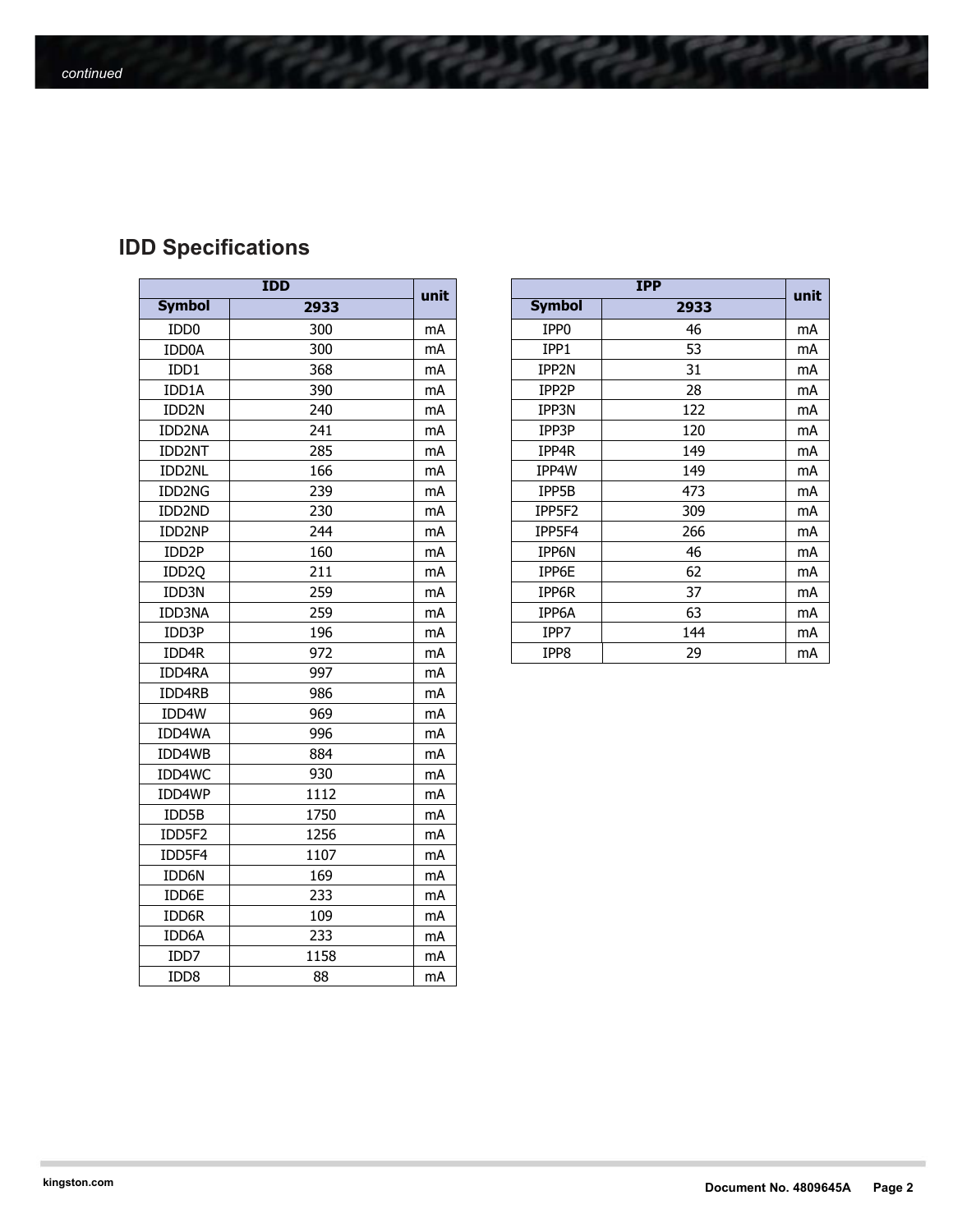*continued*

## IDD Specifications

| IDD | | unit |
|---|---|---|
| Symbol | 2933 | |
| IDD0 | 300 | mA |
| IDD0A | 300 | mA |
| IDD1 | 368 | mA |
| IDD1A | 390 | mA |
| IDD2N | 240 | mA |
| IDD2NA | 241 | mA |
| IDD2NT | 285 | mA |
| IDD2NL | 166 | mA |
| IDD2NG | 239 | mA |
| IDD2ND | 230 | mA |
| IDD2NP | 244 | mA |
| IDD2P | 160 | mA |
| IDD2Q | 211 | mA |
| IDD3N | 259 | mA |
| IDD3NA | 259 | mA |
| IDD3P | 196 | mA |
| IDD4R | 972 | mA |
| IDD4RA | 997 | mA |
| IDD4RB | 986 | mA |
| IDD4W | 969 | mA |
| IDD4WA | 996 | mA |
| IDD4WB | 884 | mA |
| IDD4WC | 930 | mA |
| IDD4WP | 1112 | mA |
| IDD5B | 1750 | mA |
| IDD5F2 | 1256 | mA |
| IDD5F4 | 1107 | mA |
| IDD6N | 169 | mA |
| IDD6E | 233 | mA |
| IDD6R | 109 | mA |
| IDD6A | 233 | mA |
| IDD7 | 1158 | mA |
| IDD8 | 88 | mA |

| IPP | | unit |
|---|---|---|
| Symbol | 2933 | |
| IPP0 | 46 | mA |
| IPP1 | 53 | mA |
| IPP2N | 31 | mA |
| IPP2P | 28 | mA |
| IPP3N | 122 | mA |
| IPP3P | 120 | mA |
| IPP4R | 149 | mA |
| IPP4W | 149 | mA |
| IPP5B | 473 | mA |
| IPP5F2 | 309 | mA |
| IPP5F4 | 266 | mA |
| IPP6N | 46 | mA |
| IPP6E | 62 | mA |
| IPP6R | 37 | mA |
| IPP6A | 63 | mA |
| IPP7 | 144 | mA |
| IPP8 | 29 | mA |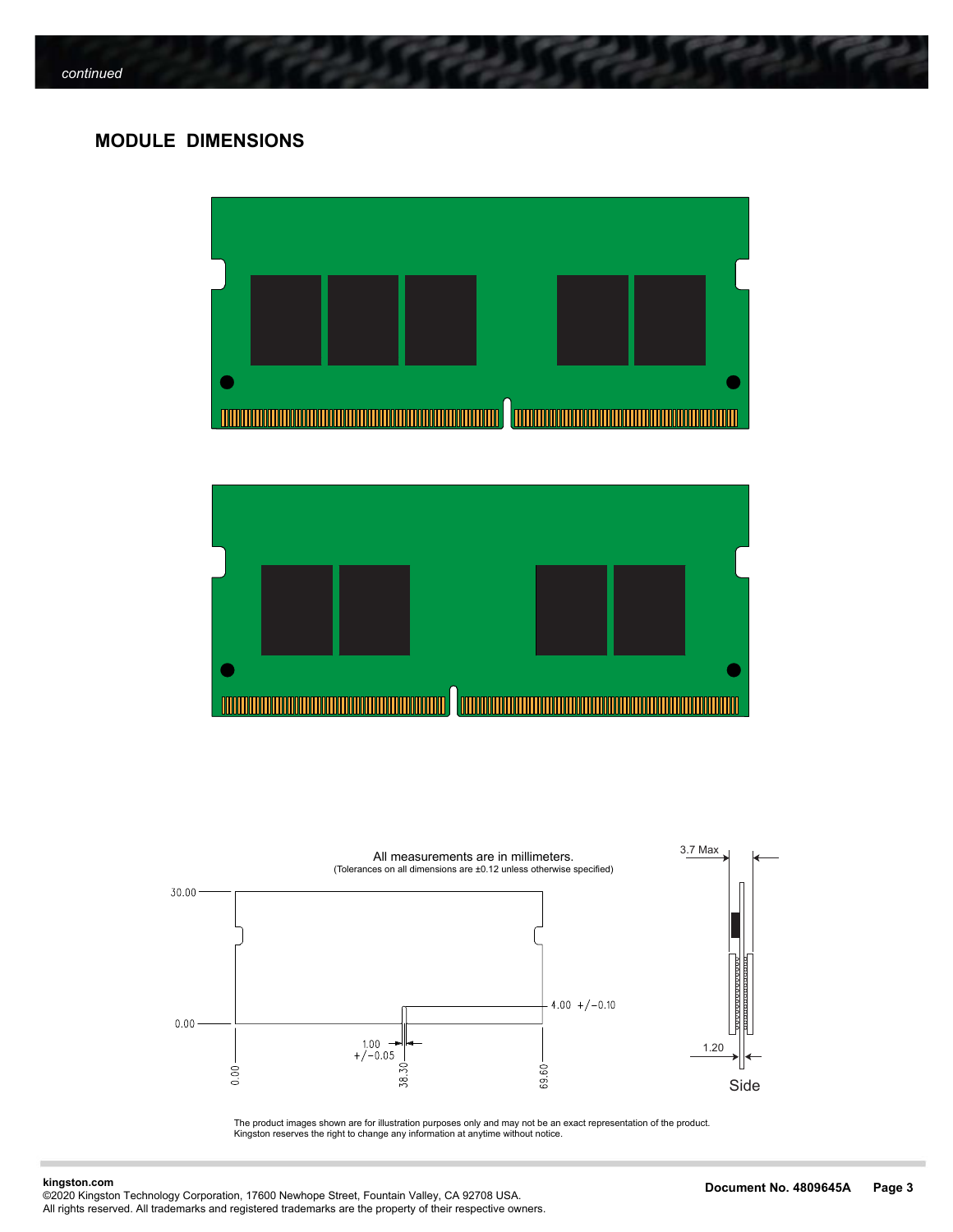## MODULE DIMENSIONS

All measurements are in millimeters.

(Tolerances on all dimensions are ±0.12 unless otherwise specified)

30.00

0.00

4.00 +/−0.10

1.00 +/−0.05

0.00

38.30

69.60

3.7 Max

1.20

Side

The product images shown are for illustration purposes only and may not be an exact representation of the product. Kingston reserves the right to change any information at anytime without notice.

**kingston.com**

©2020 Kingston Technology Corporation, 17600 Newhope Street, Fountain Valley, CA 92708 USA.
All rights reserved. All trademarks and registered trademarks are the property of their respective owners.

**Document No. 4809645A**